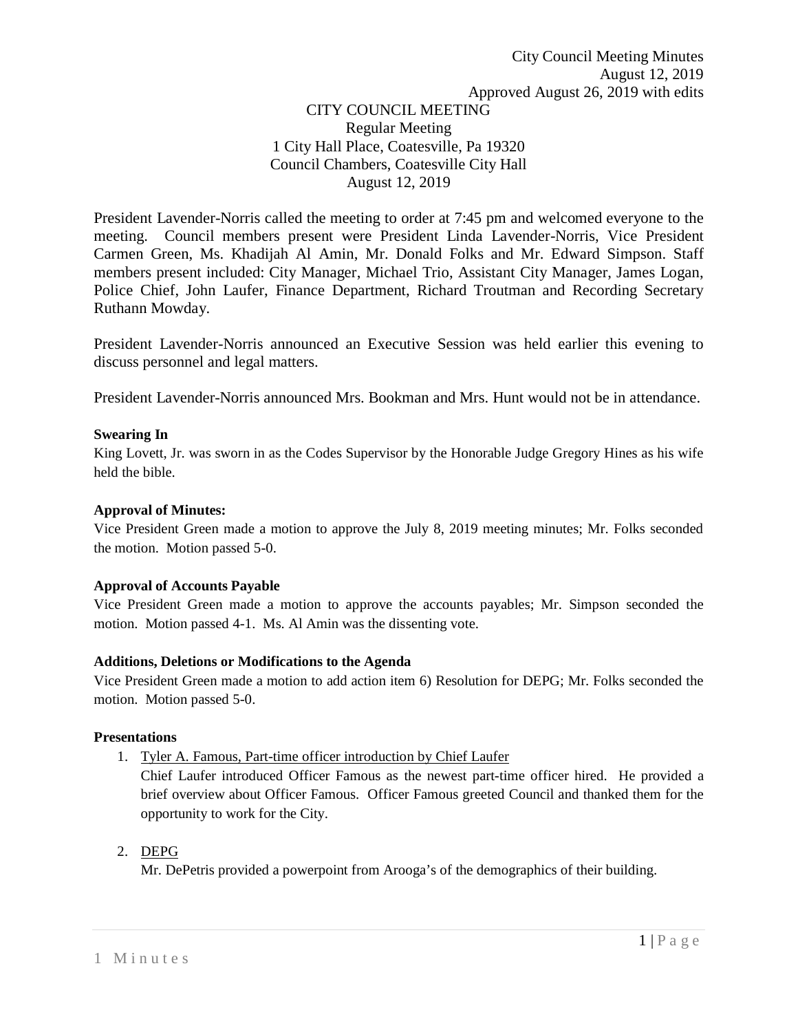City Council Meeting Minutes
August 12, 2019
Approved August 26, 2019 with edits

CITY COUNCIL MEETING
Regular Meeting
1 City Hall Place, Coatesville, Pa 19320
Council Chambers, Coatesville City Hall
August 12, 2019

President Lavender-Norris called the meeting to order at 7:45 pm and welcomed everyone to the meeting. Council members present were President Linda Lavender-Norris, Vice President Carmen Green, Ms. Khadijah Al Amin, Mr. Donald Folks and Mr. Edward Simpson. Staff members present included: City Manager, Michael Trio, Assistant City Manager, James Logan, Police Chief, John Laufer, Finance Department, Richard Troutman and Recording Secretary Ruthann Mowday.

President Lavender-Norris announced an Executive Session was held earlier this evening to discuss personnel and legal matters.

President Lavender-Norris announced Mrs. Bookman and Mrs. Hunt would not be in attendance.

**Swearing In**

King Lovett, Jr. was sworn in as the Codes Supervisor by the Honorable Judge Gregory Hines as his wife held the bible.

**Approval of Minutes:**

Vice President Green made a motion to approve the July 8, 2019 meeting minutes; Mr. Folks seconded the motion. Motion passed 5-0.

**Approval of Accounts Payable**

Vice President Green made a motion to approve the accounts payables; Mr. Simpson seconded the motion. Motion passed 4-1. Ms. Al Amin was the dissenting vote.

**Additions, Deletions or Modifications to the Agenda**

Vice President Green made a motion to add action item 6) Resolution for DEPG; Mr. Folks seconded the motion. Motion passed 5-0.

**Presentations**

1. Tyler A. Famous, Part-time officer introduction by Chief Laufer
   Chief Laufer introduced Officer Famous as the newest part-time officer hired. He provided a brief overview about Officer Famous. Officer Famous greeted Council and thanked them for the opportunity to work for the City.

2. DEPG
   Mr. DePetris provided a powerpoint from Arooga's of the demographics of their building.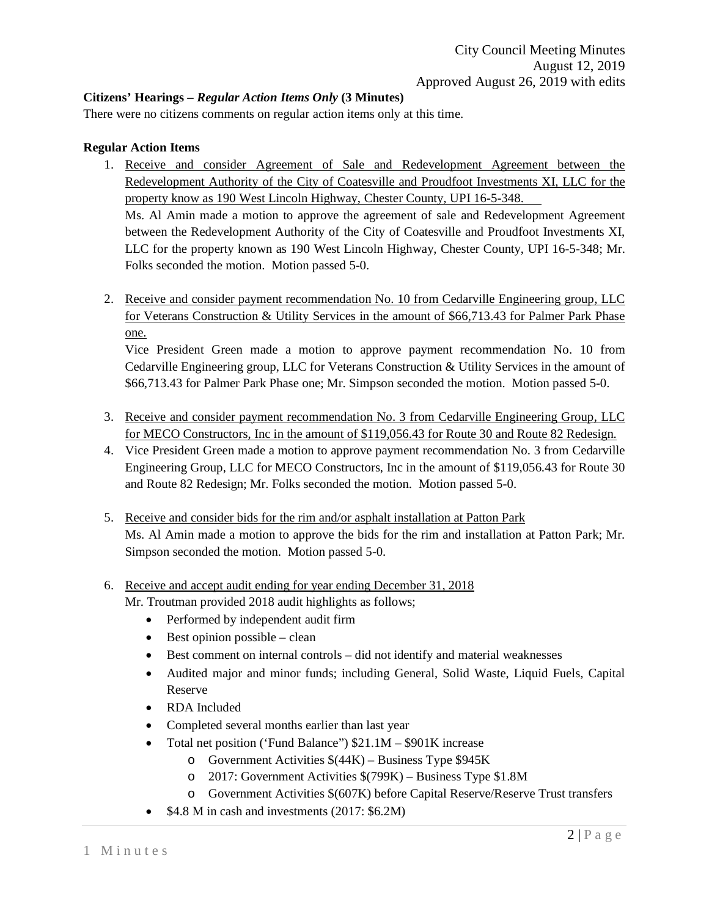**Citizens' Hearings –** ***Regular Action Items Only*** **(3 Minutes)**

There were no citizens comments on regular action items only at this time.

**Regular Action Items**

1. Receive and consider Agreement of Sale and Redevelopment Agreement between the Redevelopment Authority of the City of Coatesville and Proudfoot Investments XI, LLC for the property know as 190 West Lincoln Highway, Chester County, UPI 16-5-348.

   Ms. Al Amin made a motion to approve the agreement of sale and Redevelopment Agreement between the Redevelopment Authority of the City of Coatesville and Proudfoot Investments XI, LLC for the property known as 190 West Lincoln Highway, Chester County, UPI 16-5-348; Mr. Folks seconded the motion. Motion passed 5-0.

2. Receive and consider payment recommendation No. 10 from Cedarville Engineering group, LLC for Veterans Construction & Utility Services in the amount of $66,713.43 for Palmer Park Phase one.

   Vice President Green made a motion to approve payment recommendation No. 10 from Cedarville Engineering group, LLC for Veterans Construction & Utility Services in the amount of $66,713.43 for Palmer Park Phase one; Mr. Simpson seconded the motion. Motion passed 5-0.

3. Receive and consider payment recommendation No. 3 from Cedarville Engineering Group, LLC for MECO Constructors, Inc in the amount of $119,056.43 for Route 30 and Route 82 Redesign.

4. Vice President Green made a motion to approve payment recommendation No. 3 from Cedarville Engineering Group, LLC for MECO Constructors, Inc in the amount of $119,056.43 for Route 30 and Route 82 Redesign; Mr. Folks seconded the motion. Motion passed 5-0.

5. Receive and consider bids for the rim and/or asphalt installation at Patton Park

   Ms. Al Amin made a motion to approve the bids for the rim and installation at Patton Park; Mr. Simpson seconded the motion. Motion passed 5-0.

6. Receive and accept audit ending for year ending December 31, 2018

   Mr. Troutman provided 2018 audit highlights as follows;

   - Performed by independent audit firm
   - Best opinion possible – clean
   - Best comment on internal controls – did not identify and material weaknesses
   - Audited major and minor funds; including General, Solid Waste, Liquid Fuels, Capital Reserve
   - RDA Included
   - Completed several months earlier than last year
   - Total net position ('Fund Balance") $21.1M – $901K increase
     - Government Activities $(44K) – Business Type $945K
     - 2017: Government Activities $(799K) – Business Type $1.8M
     - Government Activities $(607K) before Capital Reserve/Reserve Trust transfers
   - $4.8 M in cash and investments (2017: $6.2M)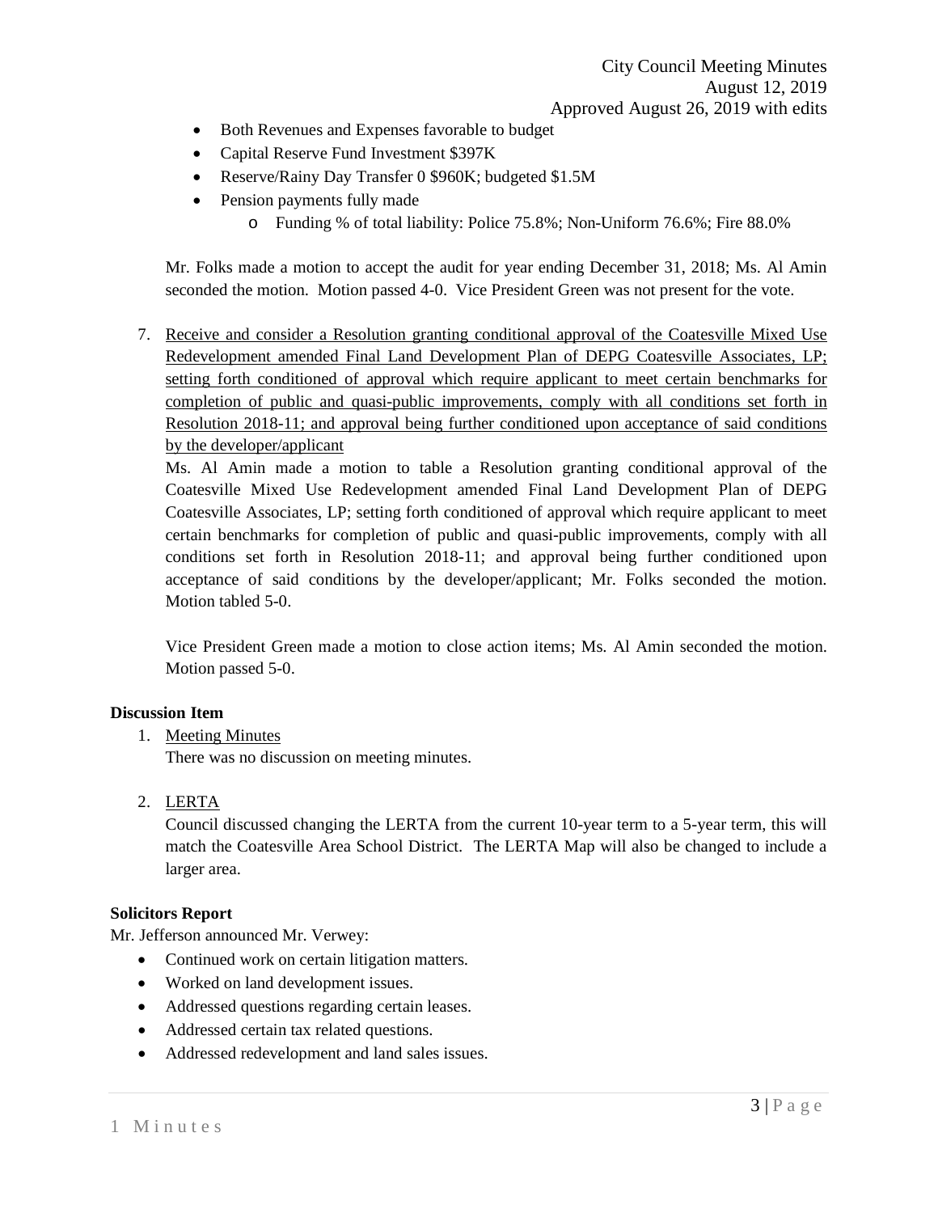- Both Revenues and Expenses favorable to budget
- Capital Reserve Fund Investment $397K
- Reserve/Rainy Day Transfer 0 $960K; budgeted $1.5M
- Pension payments fully made
    - Funding % of total liability: Police 75.8%; Non-Uniform 76.6%; Fire 88.0%

Mr. Folks made a motion to accept the audit for year ending December 31, 2018; Ms. Al Amin seconded the motion. Motion passed 4-0. Vice President Green was not present for the vote.

7. Receive and consider a Resolution granting conditional approval of the Coatesville Mixed Use Redevelopment amended Final Land Development Plan of DEPG Coatesville Associates, LP; setting forth conditioned of approval which require applicant to meet certain benchmarks for completion of public and quasi-public improvements, comply with all conditions set forth in Resolution 2018-11; and approval being further conditioned upon acceptance of said conditions by the developer/applicant

   Ms. Al Amin made a motion to table a Resolution granting conditional approval of the Coatesville Mixed Use Redevelopment amended Final Land Development Plan of DEPG Coatesville Associates, LP; setting forth conditioned of approval which require applicant to meet certain benchmarks for completion of public and quasi-public improvements, comply with all conditions set forth in Resolution 2018-11; and approval being further conditioned upon acceptance of said conditions by the developer/applicant; Mr. Folks seconded the motion. Motion tabled 5-0.

   Vice President Green made a motion to close action items; Ms. Al Amin seconded the motion. Motion passed 5-0.

**Discussion Item**

1. Meeting Minutes

   There was no discussion on meeting minutes.

2. LERTA

   Council discussed changing the LERTA from the current 10-year term to a 5-year term, this will match the Coatesville Area School District. The LERTA Map will also be changed to include a larger area.

**Solicitors Report**

Mr. Jefferson announced Mr. Verwey:

- Continued work on certain litigation matters.
- Worked on land development issues.
- Addressed questions regarding certain leases.
- Addressed certain tax related questions.
- Addressed redevelopment and land sales issues.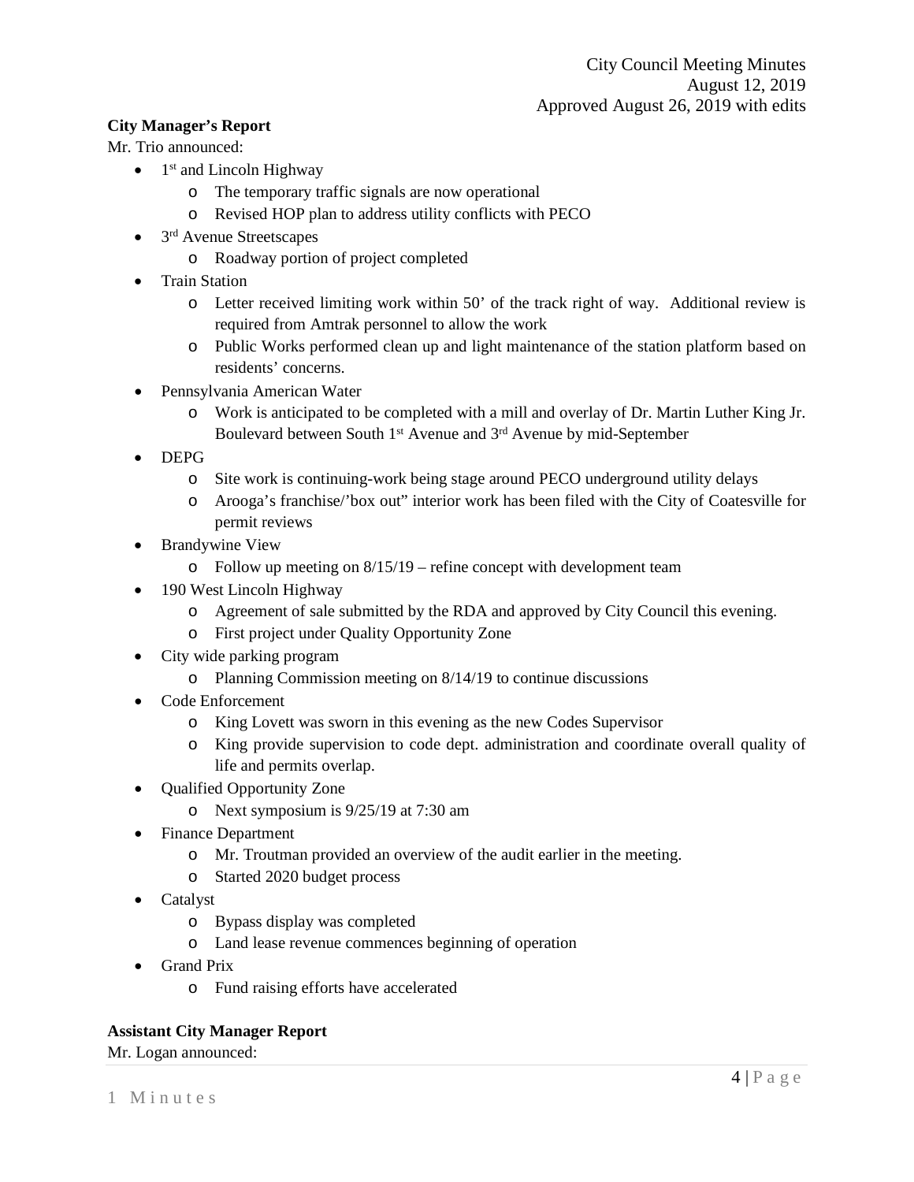**City Manager's Report**

Mr. Trio announced:

- 1st and Lincoln Highway
  - The temporary traffic signals are now operational
  - Revised HOP plan to address utility conflicts with PECO
- 3rd Avenue Streetscapes
  - Roadway portion of project completed
- Train Station
  - Letter received limiting work within 50' of the track right of way. Additional review is required from Amtrak personnel to allow the work
  - Public Works performed clean up and light maintenance of the station platform based on residents' concerns.
- Pennsylvania American Water
  - Work is anticipated to be completed with a mill and overlay of Dr. Martin Luther King Jr. Boulevard between South 1st Avenue and 3rd Avenue by mid-September
- DEPG
  - Site work is continuing-work being stage around PECO underground utility delays
  - Arooga's franchise/'box out" interior work has been filed with the City of Coatesville for permit reviews
- Brandywine View
  - Follow up meeting on 8/15/19 – refine concept with development team
- 190 West Lincoln Highway
  - Agreement of sale submitted by the RDA and approved by City Council this evening.
  - First project under Quality Opportunity Zone
- City wide parking program
  - Planning Commission meeting on 8/14/19 to continue discussions
- Code Enforcement
  - King Lovett was sworn in this evening as the new Codes Supervisor
  - King provide supervision to code dept. administration and coordinate overall quality of life and permits overlap.
- Qualified Opportunity Zone
  - Next symposium is 9/25/19 at 7:30 am
- Finance Department
  - Mr. Troutman provided an overview of the audit earlier in the meeting.
  - Started 2020 budget process
- Catalyst
  - Bypass display was completed
  - Land lease revenue commences beginning of operation
- Grand Prix
  - Fund raising efforts have accelerated

**Assistant City Manager Report**

Mr. Logan announced: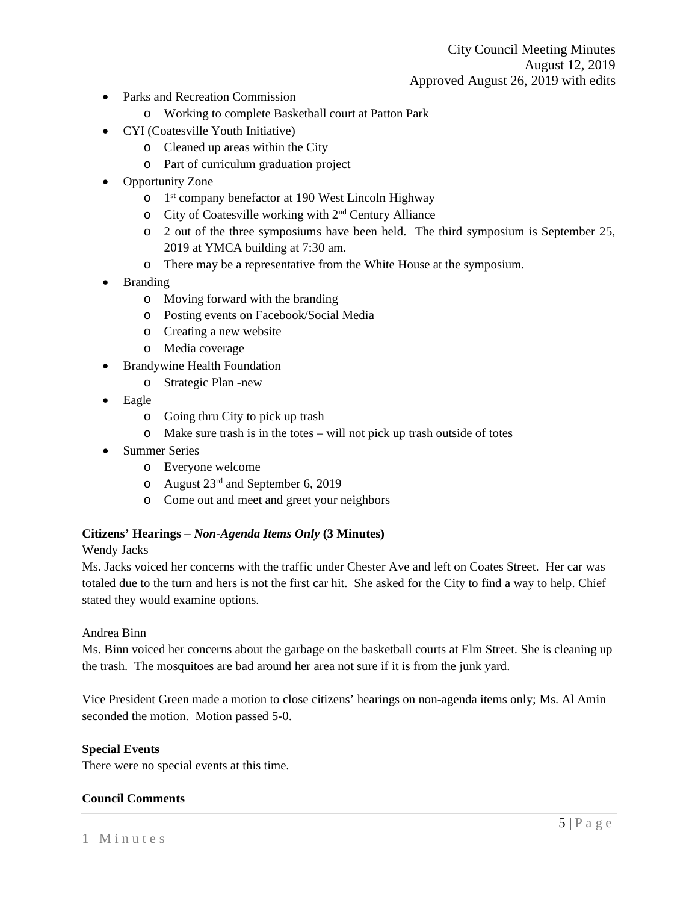- Parks and Recreation Commission
    - Working to complete Basketball court at Patton Park
- CYI (Coatesville Youth Initiative)
    - Cleaned up areas within the City
    - Part of curriculum graduation project
- Opportunity Zone
    - 1st company benefactor at 190 West Lincoln Highway
    - City of Coatesville working with 2nd Century Alliance
    - 2 out of the three symposiums have been held. The third symposium is September 25, 2019 at YMCA building at 7:30 am.
    - There may be a representative from the White House at the symposium.
- Branding
    - Moving forward with the branding
    - Posting events on Facebook/Social Media
    - Creating a new website
    - Media coverage
- Brandywine Health Foundation
    - Strategic Plan -new
- Eagle
    - Going thru City to pick up trash
    - Make sure trash is in the totes – will not pick up trash outside of totes
- Summer Series
    - Everyone welcome
    - August 23rd and September 6, 2019
    - Come out and meet and greet your neighbors

**Citizens' Hearings –** ***Non-Agenda Items Only*** **(3 Minutes)**

Wendy Jacks

Ms. Jacks voiced her concerns with the traffic under Chester Ave and left on Coates Street. Her car was totaled due to the turn and hers is not the first car hit. She asked for the City to find a way to help. Chief stated they would examine options.

Andrea Binn

Ms. Binn voiced her concerns about the garbage on the basketball courts at Elm Street. She is cleaning up the trash. The mosquitoes are bad around her area not sure if it is from the junk yard.

Vice President Green made a motion to close citizens' hearings on non-agenda items only; Ms. Al Amin seconded the motion. Motion passed 5-0.

**Special Events**

There were no special events at this time.

**Council Comments**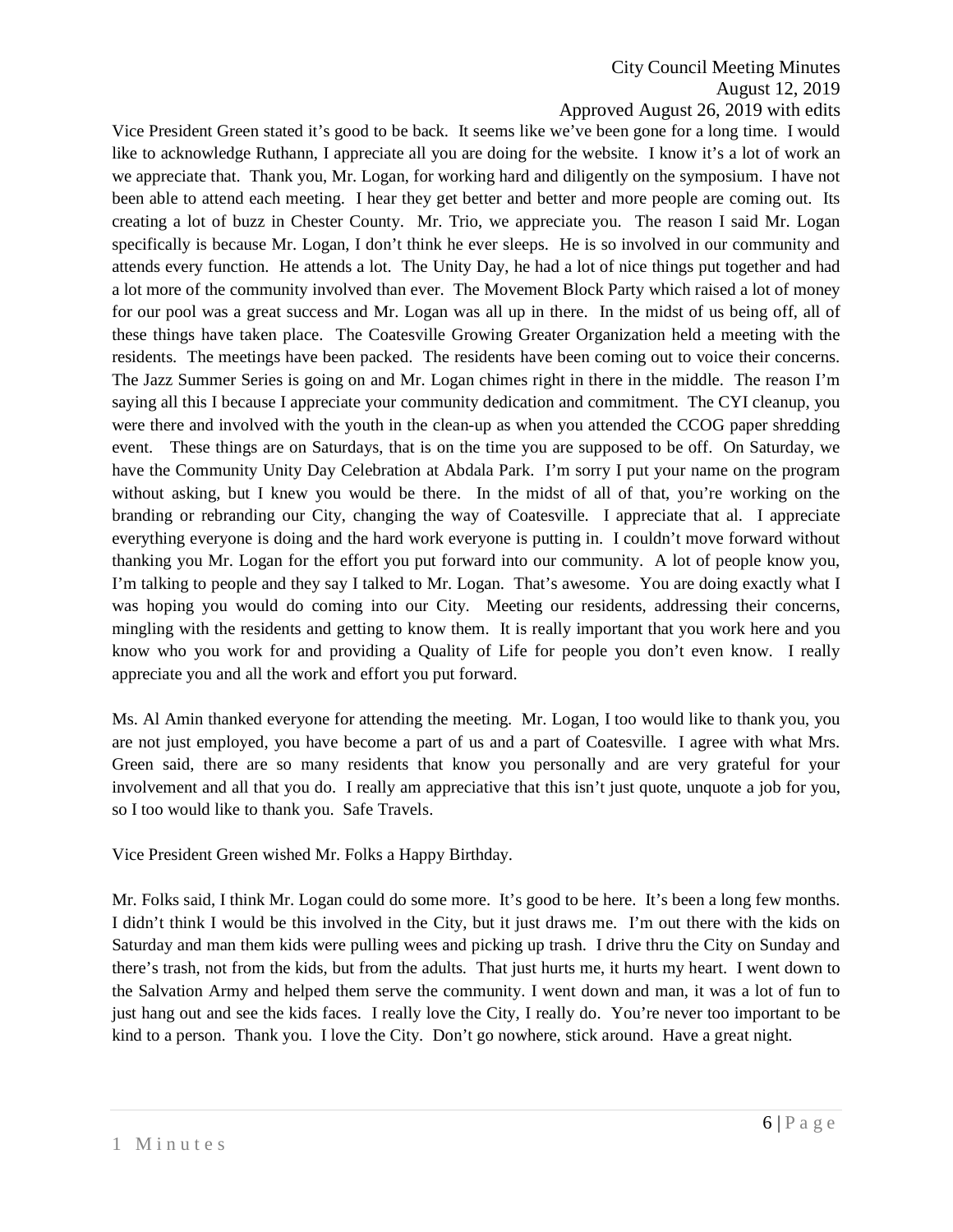Vice President Green stated it's good to be back. It seems like we've been gone for a long time. I would like to acknowledge Ruthann, I appreciate all you are doing for the website. I know it's a lot of work an we appreciate that. Thank you, Mr. Logan, for working hard and diligently on the symposium. I have not been able to attend each meeting. I hear they get better and better and more people are coming out. Its creating a lot of buzz in Chester County. Mr. Trio, we appreciate you. The reason I said Mr. Logan specifically is because Mr. Logan, I don't think he ever sleeps. He is so involved in our community and attends every function. He attends a lot. The Unity Day, he had a lot of nice things put together and had a lot more of the community involved than ever. The Movement Block Party which raised a lot of money for our pool was a great success and Mr. Logan was all up in there. In the midst of us being off, all of these things have taken place. The Coatesville Growing Greater Organization held a meeting with the residents. The meetings have been packed. The residents have been coming out to voice their concerns. The Jazz Summer Series is going on and Mr. Logan chimes right in there in the middle. The reason I'm saying all this I because I appreciate your community dedication and commitment. The CYI cleanup, you were there and involved with the youth in the clean-up as when you attended the CCOG paper shredding event. These things are on Saturdays, that is on the time you are supposed to be off. On Saturday, we have the Community Unity Day Celebration at Abdala Park. I'm sorry I put your name on the program without asking, but I knew you would be there. In the midst of all of that, you're working on the branding or rebranding our City, changing the way of Coatesville. I appreciate that al. I appreciate everything everyone is doing and the hard work everyone is putting in. I couldn't move forward without thanking you Mr. Logan for the effort you put forward into our community. A lot of people know you, I'm talking to people and they say I talked to Mr. Logan. That's awesome. You are doing exactly what I was hoping you would do coming into our City. Meeting our residents, addressing their concerns, mingling with the residents and getting to know them. It is really important that you work here and you know who you work for and providing a Quality of Life for people you don't even know. I really appreciate you and all the work and effort you put forward.

Ms. Al Amin thanked everyone for attending the meeting. Mr. Logan, I too would like to thank you, you are not just employed, you have become a part of us and a part of Coatesville. I agree with what Mrs. Green said, there are so many residents that know you personally and are very grateful for your involvement and all that you do. I really am appreciative that this isn't just quote, unquote a job for you, so I too would like to thank you. Safe Travels.

Vice President Green wished Mr. Folks a Happy Birthday.

Mr. Folks said, I think Mr. Logan could do some more. It's good to be here. It's been a long few months. I didn't think I would be this involved in the City, but it just draws me. I'm out there with the kids on Saturday and man them kids were pulling wees and picking up trash. I drive thru the City on Sunday and there's trash, not from the kids, but from the adults. That just hurts me, it hurts my heart. I went down to the Salvation Army and helped them serve the community. I went down and man, it was a lot of fun to just hang out and see the kids faces. I really love the City, I really do. You're never too important to be kind to a person. Thank you. I love the City. Don't go nowhere, stick around. Have a great night.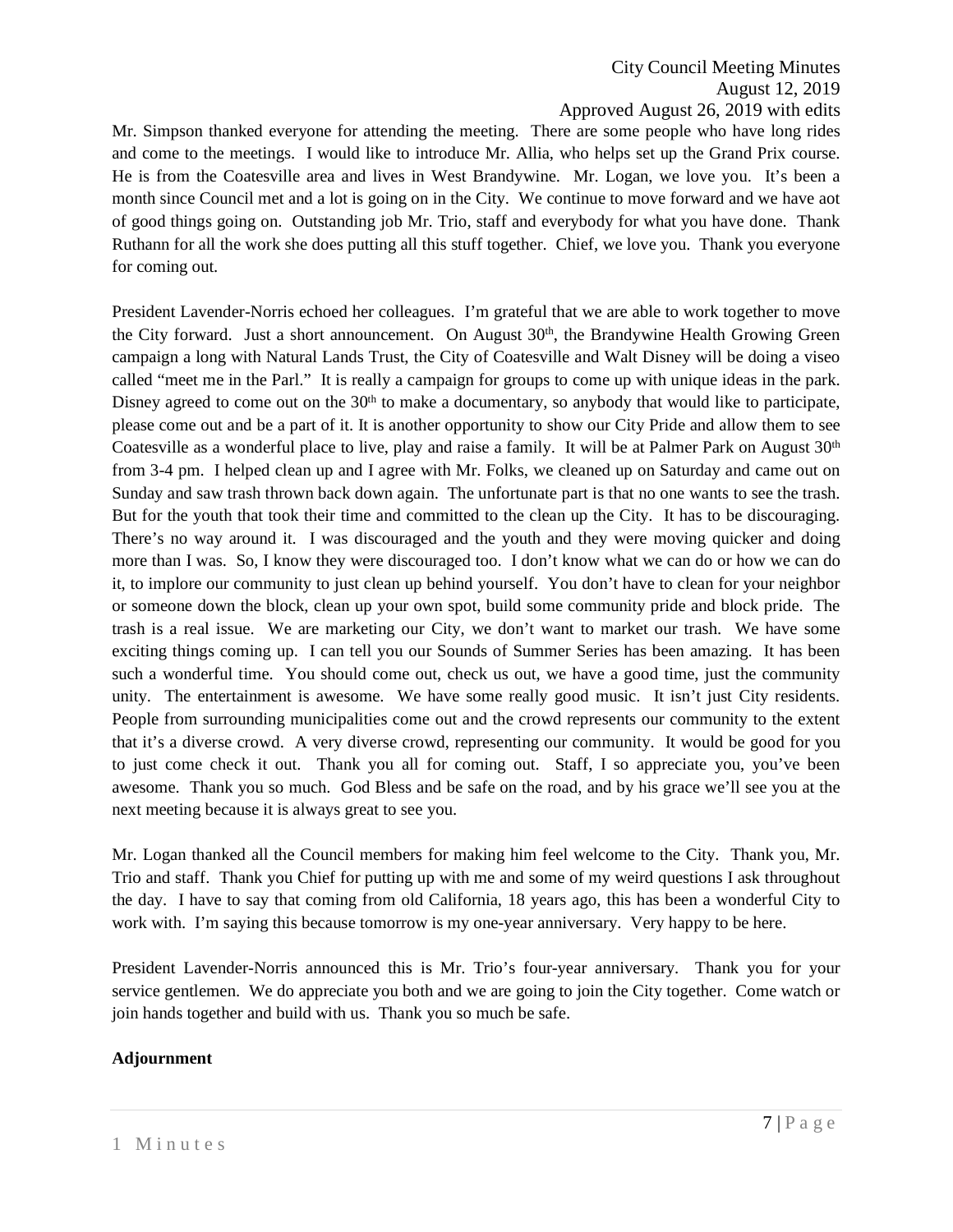Mr. Simpson thanked everyone for attending the meeting. There are some people who have long rides and come to the meetings. I would like to introduce Mr. Allia, who helps set up the Grand Prix course. He is from the Coatesville area and lives in West Brandywine. Mr. Logan, we love you. It's been a month since Council met and a lot is going on in the City. We continue to move forward and we have aot of good things going on. Outstanding job Mr. Trio, staff and everybody for what you have done. Thank Ruthann for all the work she does putting all this stuff together. Chief, we love you. Thank you everyone for coming out.

President Lavender-Norris echoed her colleagues. I'm grateful that we are able to work together to move the City forward. Just a short announcement. On August 30th, the Brandywine Health Growing Green campaign a long with Natural Lands Trust, the City of Coatesville and Walt Disney will be doing a viseo called "meet me in the Parl." It is really a campaign for groups to come up with unique ideas in the park. Disney agreed to come out on the 30th to make a documentary, so anybody that would like to participate, please come out and be a part of it. It is another opportunity to show our City Pride and allow them to see Coatesville as a wonderful place to live, play and raise a family. It will be at Palmer Park on August 30th from 3-4 pm. I helped clean up and I agree with Mr. Folks, we cleaned up on Saturday and came out on Sunday and saw trash thrown back down again. The unfortunate part is that no one wants to see the trash. But for the youth that took their time and committed to the clean up the City. It has to be discouraging. There's no way around it. I was discouraged and the youth and they were moving quicker and doing more than I was. So, I know they were discouraged too. I don't know what we can do or how we can do it, to implore our community to just clean up behind yourself. You don't have to clean for your neighbor or someone down the block, clean up your own spot, build some community pride and block pride. The trash is a real issue. We are marketing our City, we don't want to market our trash. We have some exciting things coming up. I can tell you our Sounds of Summer Series has been amazing. It has been such a wonderful time. You should come out, check us out, we have a good time, just the community unity. The entertainment is awesome. We have some really good music. It isn't just City residents. People from surrounding municipalities come out and the crowd represents our community to the extent that it's a diverse crowd. A very diverse crowd, representing our community. It would be good for you to just come check it out. Thank you all for coming out. Staff, I so appreciate you, you've been awesome. Thank you so much. God Bless and be safe on the road, and by his grace we'll see you at the next meeting because it is always great to see you.

Mr. Logan thanked all the Council members for making him feel welcome to the City. Thank you, Mr. Trio and staff. Thank you Chief for putting up with me and some of my weird questions I ask throughout the day. I have to say that coming from old California, 18 years ago, this has been a wonderful City to work with. I'm saying this because tomorrow is my one-year anniversary. Very happy to be here.

President Lavender-Norris announced this is Mr. Trio's four-year anniversary. Thank you for your service gentlemen. We do appreciate you both and we are going to join the City together. Come watch or join hands together and build with us. Thank you so much be safe.

**Adjournment**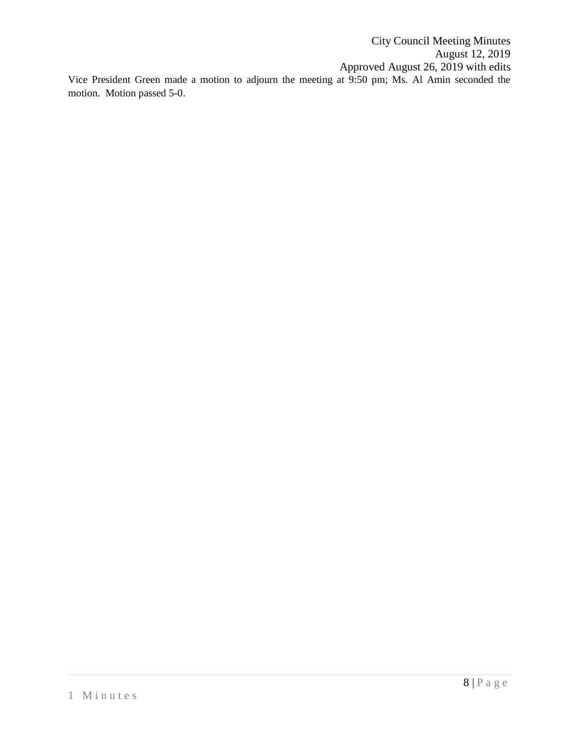Vice President Green made a motion to adjourn the meeting at 9:50 pm; Ms. Al Amin seconded the motion. Motion passed 5-0.